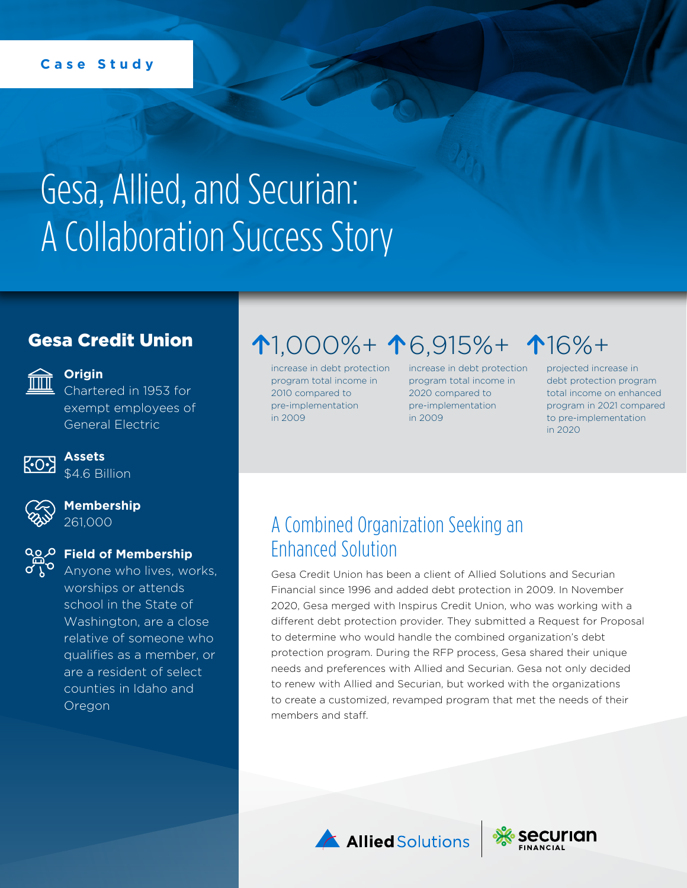Case Study

# Gesa, Allied, and Securian: A Collaboration Success Story

## Gesa Credit Union

**Origin**
Chartered in 1953 for exempt employees of General Electric

**Assets**
$4.6 Billion

**Membership**
261,000

**Field of Membership**
Anyone who lives, works, worships or attends school in the State of Washington, are a close relative of someone who qualifies as a member, or are a resident of select counties in Idaho and Oregon

**↑1,000%+**
increase in debt protection program total income in 2010 compared to pre-implementation in 2009

**↑6,915%+**
increase in debt protection program total income in 2020 compared to pre-implementation in 2009

**↑16%+**
projected increase in debt protection program total income on enhanced program in 2021 compared to pre-implementation in 2020

## A Combined Organization Seeking an Enhanced Solution

Gesa Credit Union has been a client of Allied Solutions and Securian Financial since 1996 and added debt protection in 2009. In November 2020, Gesa merged with Inspirus Credit Union, who was working with a different debt protection provider. They submitted a Request for Proposal to determine who would handle the combined organization's debt protection program. During the RFP process, Gesa shared their unique needs and preferences with Allied and Securian. Gesa not only decided to renew with Allied and Securian, but worked with the organizations to create a customized, revamped program that met the needs of their members and staff.

Allied Solutions | Securian Financial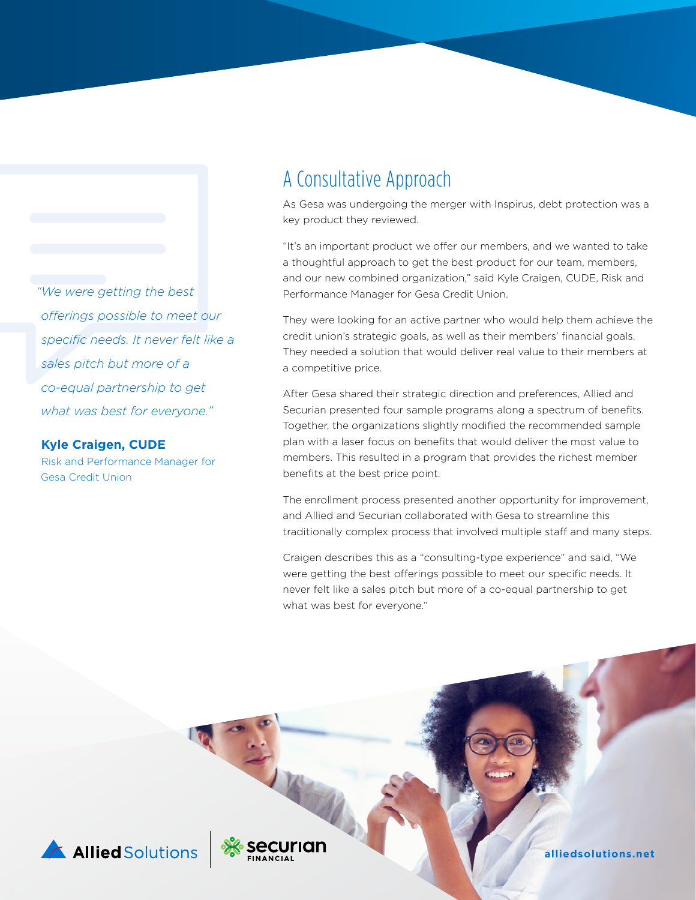> *"We were getting the best offerings possible to meet our specific needs. It never felt like a sales pitch but more of a co-equal partnership to get what was best for everyone."*
>
> **Kyle Craigen, CUDE**
> Risk and Performance Manager for Gesa Credit Union

## A Consultative Approach

As Gesa was undergoing the merger with Inspirus, debt protection was a key product they reviewed.

"It's an important product we offer our members, and we wanted to take a thoughtful approach to get the best product for our team, members, and our new combined organization," said Kyle Craigen, CUDE, Risk and Performance Manager for Gesa Credit Union.

They were looking for an active partner who would help them achieve the credit union's strategic goals, as well as their members' financial goals. They needed a solution that would deliver real value to their members at a competitive price.

After Gesa shared their strategic direction and preferences, Allied and Securian presented four sample programs along a spectrum of benefits. Together, the organizations slightly modified the recommended sample plan with a laser focus on benefits that would deliver the most value to members. This resulted in a program that provides the richest member benefits at the best price point.

The enrollment process presented another opportunity for improvement, and Allied and Securian collaborated with Gesa to streamline this traditionally complex process that involved multiple staff and many steps.

Craigen describes this as a "consulting-type experience" and said, "We were getting the best offerings possible to meet our specific needs. It never felt like a sales pitch but more of a co-equal partnership to get what was best for everyone."

Allied Solutions | Securian Financial

alliedsolutions.net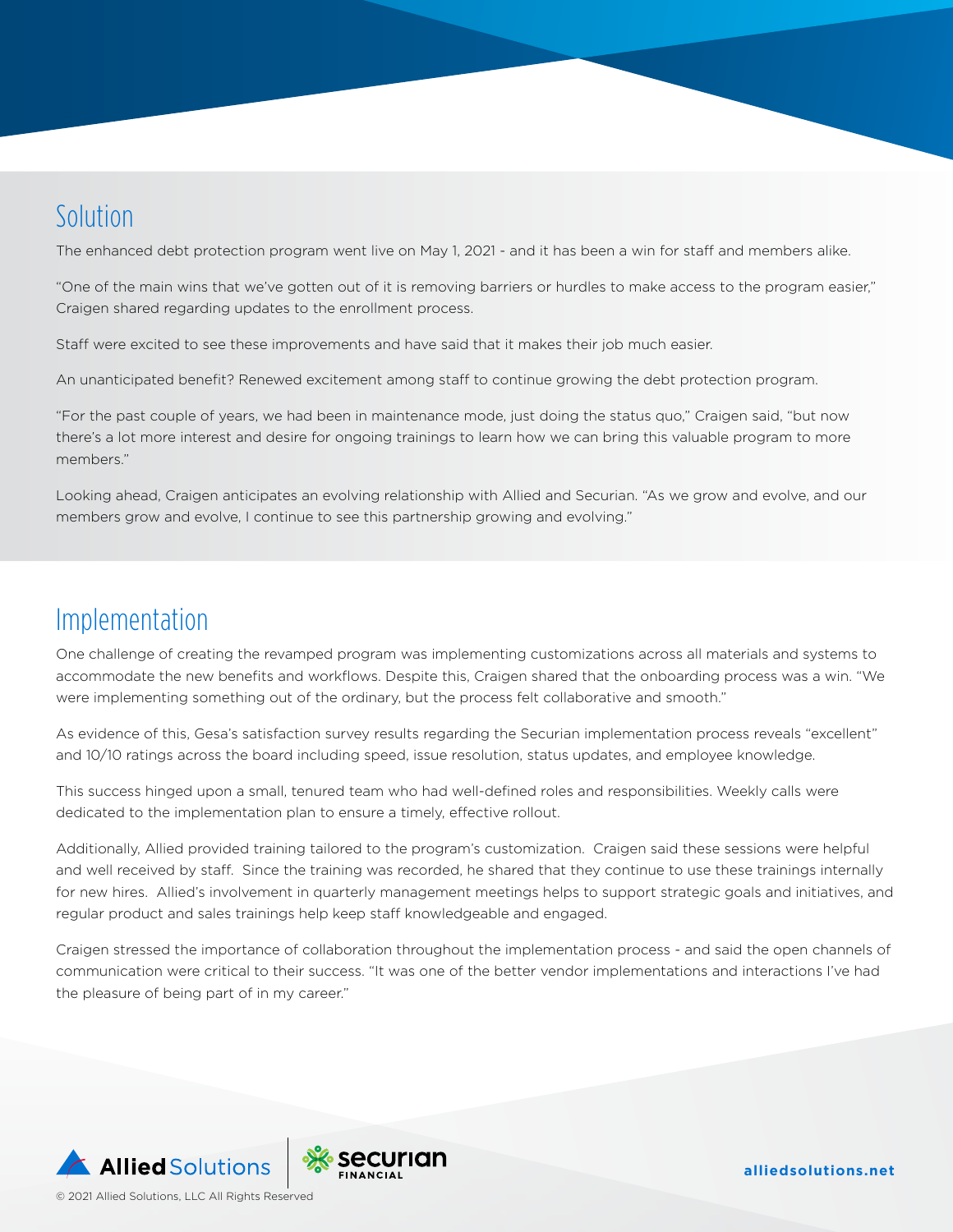## Solution

The enhanced debt protection program went live on May 1, 2021 - and it has been a win for staff and members alike.

"One of the main wins that we've gotten out of it is removing barriers or hurdles to make access to the program easier," Craigen shared regarding updates to the enrollment process.

Staff were excited to see these improvements and have said that it makes their job much easier.

An unanticipated benefit? Renewed excitement among staff to continue growing the debt protection program.

"For the past couple of years, we had been in maintenance mode, just doing the status quo," Craigen said, "but now there's a lot more interest and desire for ongoing trainings to learn how we can bring this valuable program to more members."

Looking ahead, Craigen anticipates an evolving relationship with Allied and Securian. "As we grow and evolve, and our members grow and evolve, I continue to see this partnership growing and evolving."

## Implementation

One challenge of creating the revamped program was implementing customizations across all materials and systems to accommodate the new benefits and workflows. Despite this, Craigen shared that the onboarding process was a win. "We were implementing something out of the ordinary, but the process felt collaborative and smooth."

As evidence of this, Gesa's satisfaction survey results regarding the Securian implementation process reveals "excellent" and 10/10 ratings across the board including speed, issue resolution, status updates, and employee knowledge.

This success hinged upon a small, tenured team who had well-defined roles and responsibilities. Weekly calls were dedicated to the implementation plan to ensure a timely, effective rollout.

Additionally, Allied provided training tailored to the program's customization. Craigen said these sessions were helpful and well received by staff. Since the training was recorded, he shared that they continue to use these trainings internally for new hires. Allied's involvement in quarterly management meetings helps to support strategic goals and initiatives, and regular product and sales trainings help keep staff knowledgeable and engaged.

Craigen stressed the importance of collaboration throughout the implementation process - and said the open channels of communication were critical to their success. "It was one of the better vendor implementations and interactions I've had the pleasure of being part of in my career."

Allied Solutions | Securian Financial

© 2021 Allied Solutions, LLC All Rights Reserved

alliedsolutions.net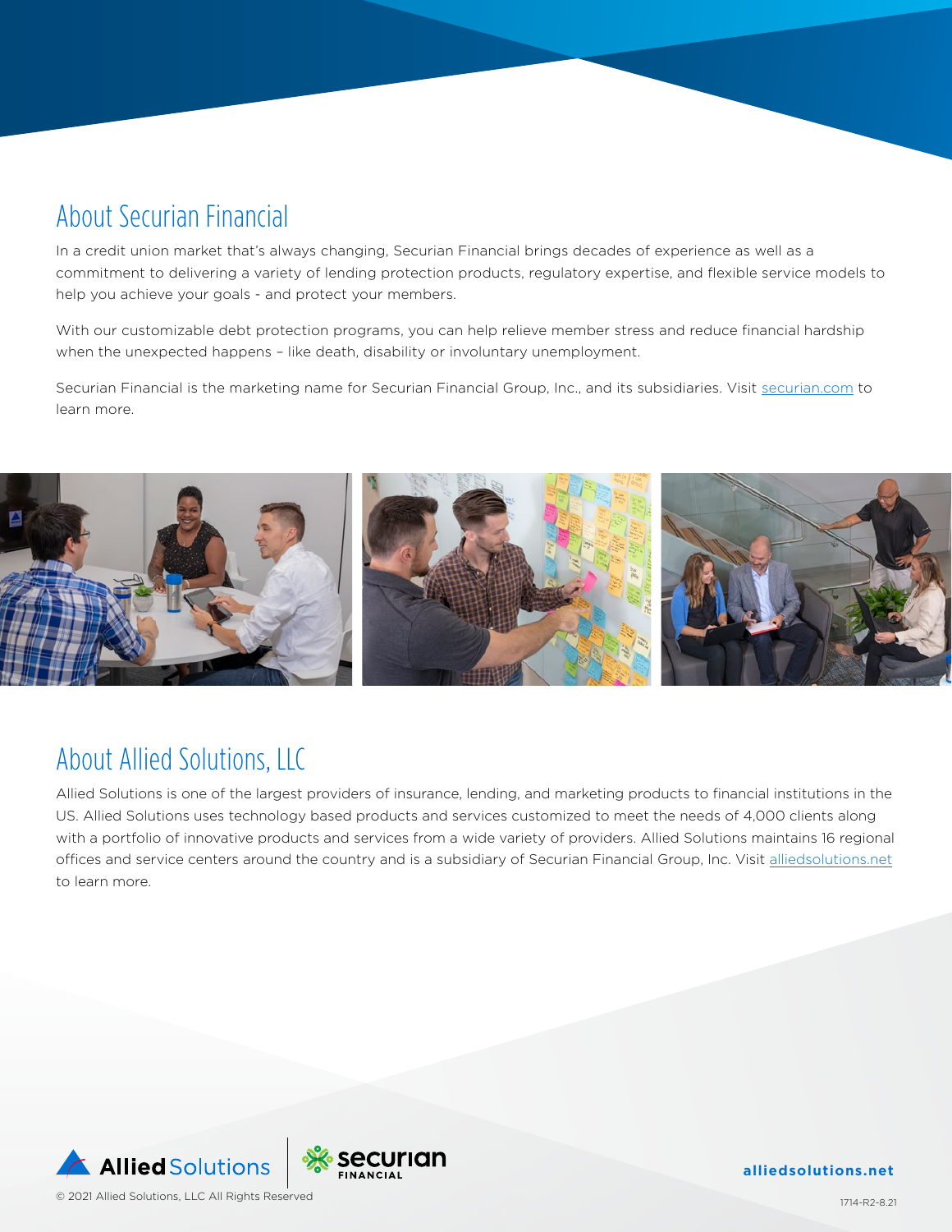## About Securian Financial

In a credit union market that's always changing, Securian Financial brings decades of experience as well as a commitment to delivering a variety of lending protection products, regulatory expertise, and flexible service models to help you achieve your goals - and protect your members.

With our customizable debt protection programs, you can help relieve member stress and reduce financial hardship when the unexpected happens – like death, disability or involuntary unemployment.

Securian Financial is the marketing name for Securian Financial Group, Inc., and its subsidiaries. Visit securian.com to learn more.

## About Allied Solutions, LLC

Allied Solutions is one of the largest providers of insurance, lending, and marketing products to financial institutions in the US. Allied Solutions uses technology based products and services customized to meet the needs of 4,000 clients along with a portfolio of innovative products and services from a wide variety of providers. Allied Solutions maintains 16 regional offices and service centers around the country and is a subsidiary of Securian Financial Group, Inc. Visit alliedsolutions.net to learn more.

Allied Solutions | securian FINANCIAL

© 2021 Allied Solutions, LLC All Rights Reserved

**alliedsolutions.net**

1714-R2-8.21